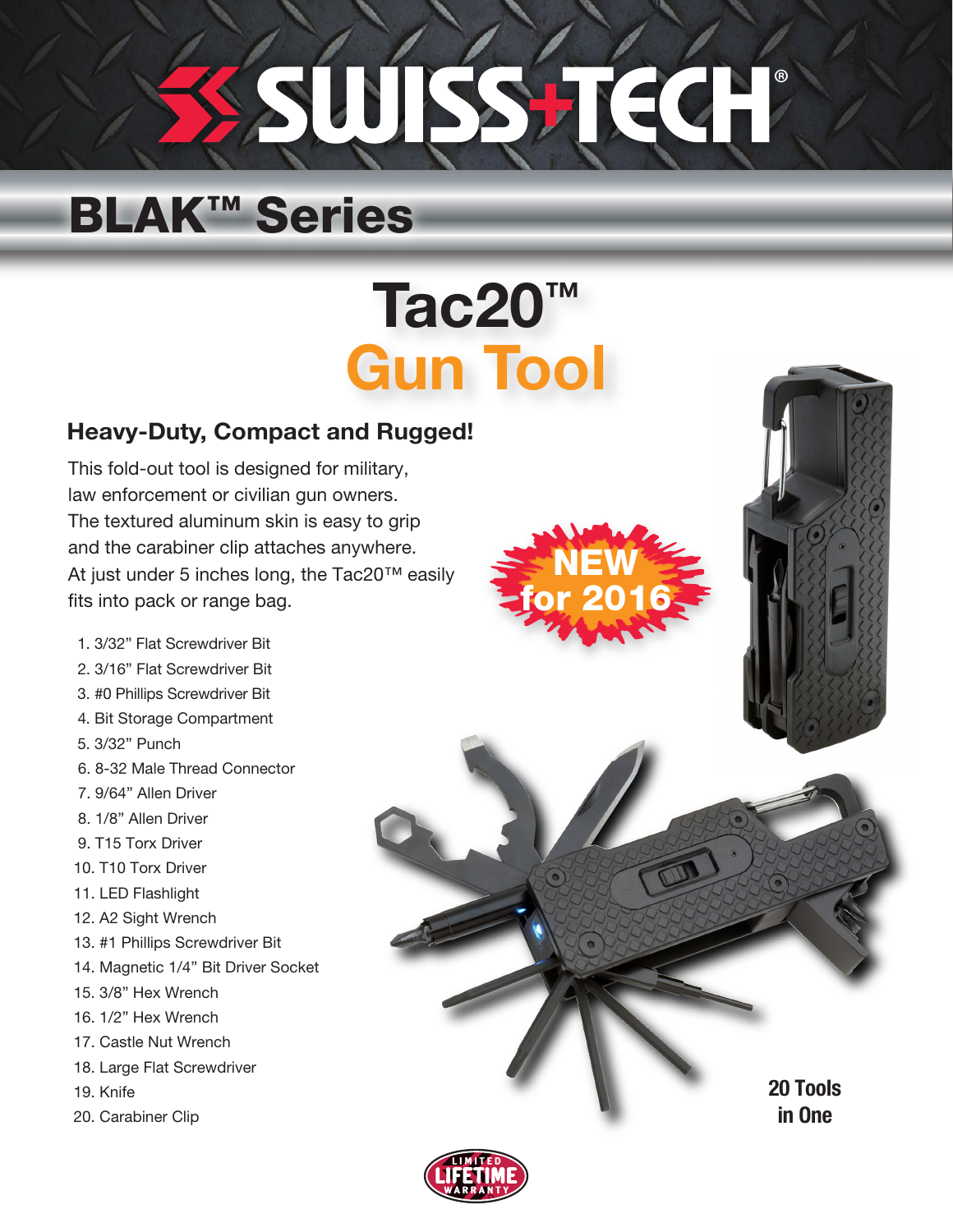# SWISS+TECH®

## BLAK™ Series

# Tac20™
# Gun Tool

### Heavy-Duty, Compact and Rugged!

This fold-out tool is designed for military, law enforcement or civilian gun owners. The textured aluminum skin is easy to grip and the carabiner clip attaches anywhere. At just under 5 inches long, the Tac20™ easily fits into pack or range bag.

**NEW for 2016**

1. 3/32" Flat Screwdriver Bit
2. 3/16" Flat Screwdriver Bit
3. #0 Phillips Screwdriver Bit
4. Bit Storage Compartment
5. 3/32" Punch
6. 8-32 Male Thread Connector
7. 9/64" Allen Driver
8. 1/8" Allen Driver
9. T15 Torx Driver
10. T10 Torx Driver
11. LED Flashlight
12. A2 Sight Wrench
13. #1 Phillips Screwdriver Bit
14. Magnetic 1/4" Bit Driver Socket
15. 3/8" Hex Wrench
16. 1/2" Hex Wrench
17. Castle Nut Wrench
18. Large Flat Screwdriver
19. Knife
20. Carabiner Clip

**20 Tools in One**

LIMITED LIFETIME WARRANTY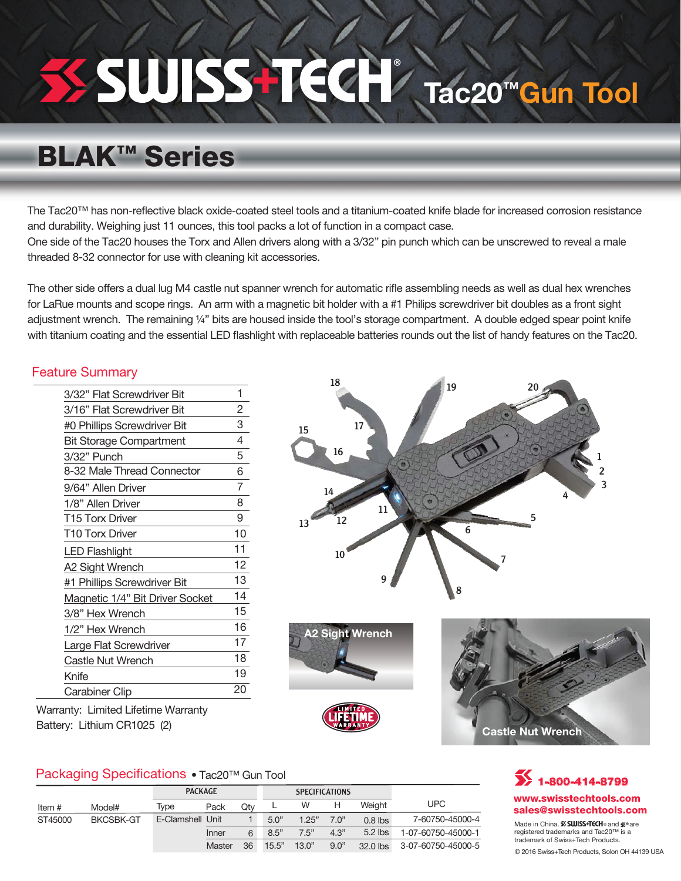# SWISS+TECH® Tac20™ Gun Tool

## BLAK™ Series

The Tac20™ has non-reflective black oxide-coated steel tools and a titanium-coated knife blade for increased corrosion resistance and durability. Weighing just 11 ounces, this tool packs a lot of function in a compact case.
One side of the Tac20 houses the Torx and Allen drivers along with a 3/32" pin punch which can be unscrewed to reveal a male threaded 8-32 connector for use with cleaning kit accessories.

The other side offers a dual lug M4 castle nut spanner wrench for automatic rifle assembling needs as well as dual hex wrenches for LaRue mounts and scope rings. An arm with a magnetic bit holder with a #1 Philips screwdriver bit doubles as a front sight adjustment wrench. The remaining ¼" bits are housed inside the tool's storage compartment. A double edged spear point knife with titanium coating and the essential LED flashlight with replaceable batteries rounds out the list of handy features on the Tac20.

### Feature Summary

| | |
|---|---|
| 3/32" Flat Screwdriver Bit | 1 |
| 3/16" Flat Screwdriver Bit | 2 |
| #0 Phillips Screwdriver Bit | 3 |
| Bit Storage Compartment | 4 |
| 3/32" Punch | 5 |
| 8-32 Male Thread Connector | 6 |
| 9/64" Allen Driver | 7 |
| 1/8" Allen Driver | 8 |
| T15 Torx Driver | 9 |
| T10 Torx Driver | 10 |
| LED Flashlight | 11 |
| A2 Sight Wrench | 12 |
| #1 Phillips Screwdriver Bit | 13 |
| Magnetic 1/4" Bit Driver Socket | 14 |
| 3/8" Hex Wrench | 15 |
| 1/2" Hex Wrench | 16 |
| Large Flat Screwdriver | 17 |
| Castle Nut Wrench | 18 |
| Knife | 19 |
| Carabiner Clip | 20 |

Warranty: Limited Lifetime Warranty
Battery: Lithium CR1025 (2)

A2 Sight Wrench

Castle Nut Wrench

LIMITED LIFETIME WARRANTY

### Packaging Specifications • Tac20™ Gun Tool

| | | PACKAGE | | | SPECIFICATIONS | | | | |
|---|---|---|---|---|---|---|---|---|---|
| Item # | Model# | Type | Pack | Qty | L | W | H | Weight | UPC |
| ST45000 | BKCSBK-GT | E-Clamshell | Unit | 1 | 5.0" | 1.25" | 7.0" | 0.8 lbs | 7-60750-45000-4 |
| | | | Inner | 6 | 8.5" | 7.5" | 4.3" | 5.2 lbs | 1-07-60750-45000-1 |
| | | | Master | 36 | 15.5" | 13.0" | 9.0" | 32.0 lbs | 3-07-60750-45000-5 |

1-800-414-8799
www.swisstechtools.com
sales@swisstechtools.com

Made in China. SWISS+TECH® and ® are registered trademarks and Tac20™ is a trademark of Swiss+Tech Products.

© 2016 Swiss+Tech Products, Solon OH 44139 USA